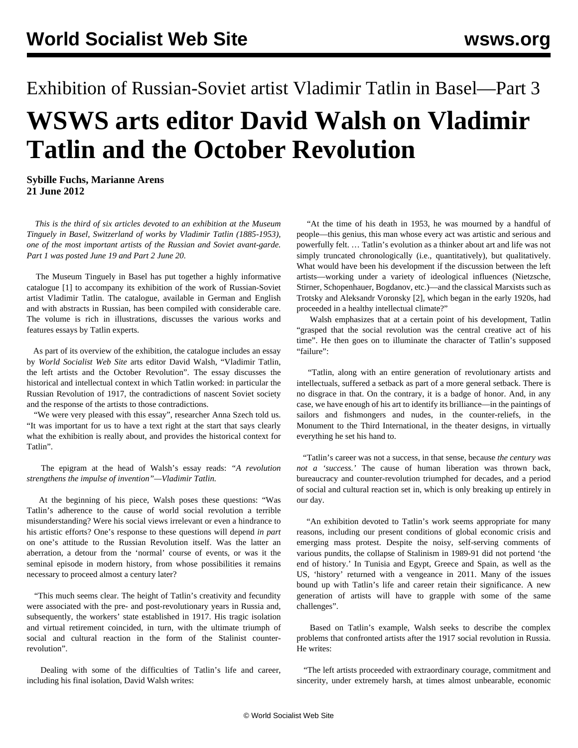# Exhibition of Russian-Soviet artist Vladimir Tatlin in Basel—Part 3

# WSWS arts editor David Walsh on Vladimir Tatlin and the October Revolution

**Sybille Fuchs, Marianne Arens**
**21 June 2012**

*This is the third of six articles devoted to an exhibition at the Museum Tinguely in Basel, Switzerland of works by Vladimir Tatlin (1885-1953), one of the most important artists of the Russian and Soviet avant-garde. Part 1 was posted June 19 and Part 2 June 20.*

The Museum Tinguely in Basel has put together a highly informative catalogue [1] to accompany its exhibition of the work of Russian-Soviet artist Vladimir Tatlin. The catalogue, available in German and English and with abstracts in Russian, has been compiled with considerable care. The volume is rich in illustrations, discusses the various works and features essays by Tatlin experts.

As part of its overview of the exhibition, the catalogue includes an essay by *World Socialist Web Site* arts editor David Walsh, "Vladimir Tatlin, the left artists and the October Revolution". The essay discusses the historical and intellectual context in which Tatlin worked: in particular the Russian Revolution of 1917, the contradictions of nascent Soviet society and the response of the artists to those contradictions.

"We were very pleased with this essay", researcher Anna Szech told us. "It was important for us to have a text right at the start that says clearly what the exhibition is really about, and provides the historical context for Tatlin".

The epigram at the head of Walsh's essay reads: *"A revolution strengthens the impulse of invention"—Vladimir Tatlin.*

At the beginning of his piece, Walsh poses these questions: "Was Tatlin's adherence to the cause of world social revolution a terrible misunderstanding? Were his social views irrelevant or even a hindrance to his artistic efforts? One's response to these questions will depend *in part* on one's attitude to the Russian Revolution itself. Was the latter an aberration, a detour from the 'normal' course of events, or was it the seminal episode in modern history, from whose possibilities it remains necessary to proceed almost a century later?

"This much seems clear. The height of Tatlin's creativity and fecundity were associated with the pre- and post-revolutionary years in Russia and, subsequently, the workers' state established in 1917. His tragic isolation and virtual retirement coincided, in turn, with the ultimate triumph of social and cultural reaction in the form of the Stalinist counter-revolution".

Dealing with some of the difficulties of Tatlin's life and career, including his final isolation, David Walsh writes:

"At the time of his death in 1953, he was mourned by a handful of people—this genius, this man whose every act was artistic and serious and powerfully felt. … Tatlin's evolution as a thinker about art and life was not simply truncated chronologically (i.e., quantitatively), but qualitatively. What would have been his development if the discussion between the left artists—working under a variety of ideological influences (Nietzsche, Stirner, Schopenhauer, Bogdanov, etc.)—and the classical Marxists such as Trotsky and Aleksandr Voronsky [2], which began in the early 1920s, had proceeded in a healthy intellectual climate?"

Walsh emphasizes that at a certain point of his development, Tatlin "grasped that the social revolution was the central creative act of his time". He then goes on to illuminate the character of Tatlin's supposed "failure":

"Tatlin, along with an entire generation of revolutionary artists and intellectuals, suffered a setback as part of a more general setback. There is no disgrace in that. On the contrary, it is a badge of honor. And, in any case, we have enough of his art to identify his brilliance—in the paintings of sailors and fishmongers and nudes, in the counter-reliefs, in the Monument to the Third International, in the theater designs, in virtually everything he set his hand to.

"Tatlin's career was not a success, in that sense, because *the century was not a 'success.'* The cause of human liberation was thrown back, bureaucracy and counter-revolution triumphed for decades, and a period of social and cultural reaction set in, which is only breaking up entirely in our day.

"An exhibition devoted to Tatlin's work seems appropriate for many reasons, including our present conditions of global economic crisis and emerging mass protest. Despite the noisy, self-serving comments of various pundits, the collapse of Stalinism in 1989-91 did not portend 'the end of history.' In Tunisia and Egypt, Greece and Spain, as well as the US, 'history' returned with a vengeance in 2011. Many of the issues bound up with Tatlin's life and career retain their significance. A new generation of artists will have to grapple with some of the same challenges".

Based on Tatlin's example, Walsh seeks to describe the complex problems that confronted artists after the 1917 social revolution in Russia. He writes:

"The left artists proceeded with extraordinary courage, commitment and sincerity, under extremely harsh, at times almost unbearable, economic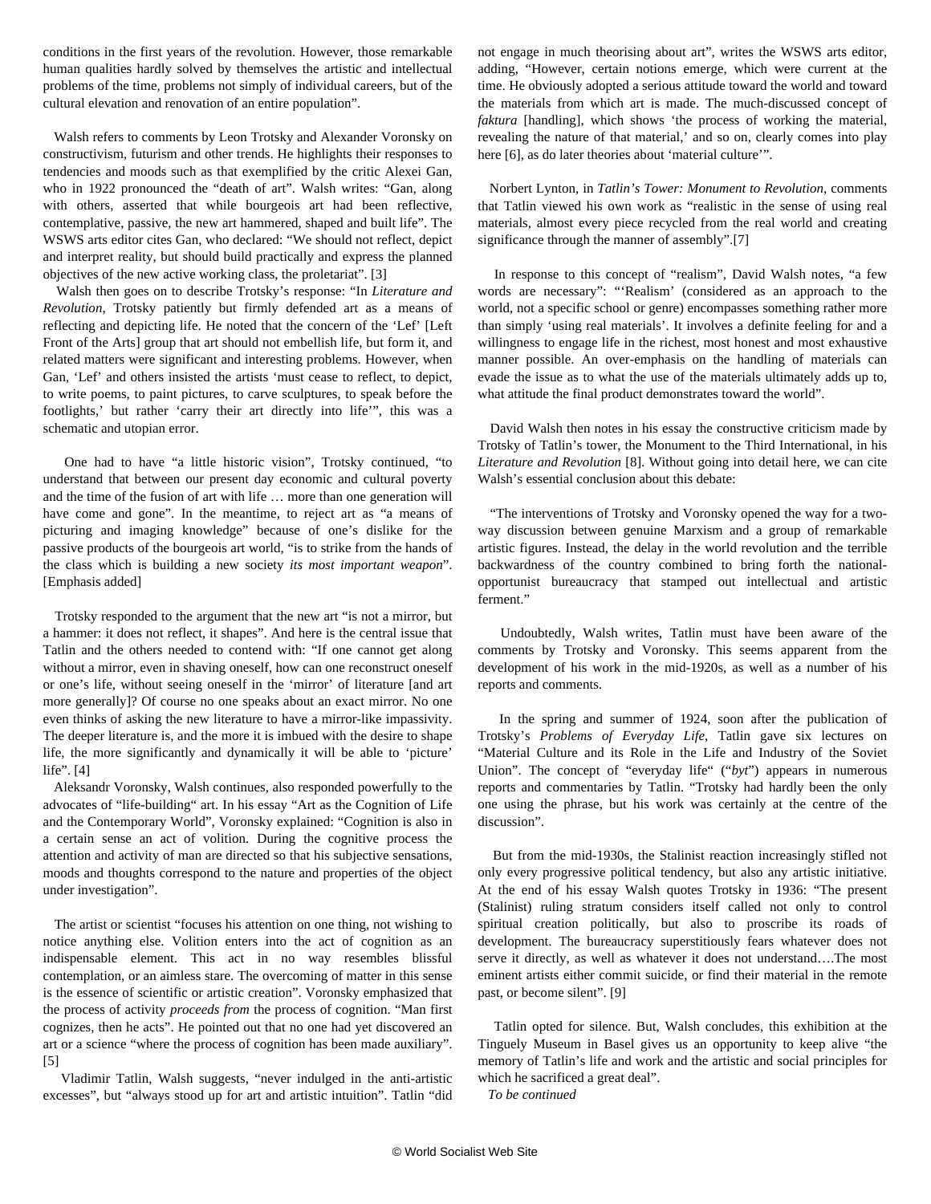conditions in the first years of the revolution. However, those remarkable human qualities hardly solved by themselves the artistic and intellectual problems of the time, problems not simply of individual careers, but of the cultural elevation and renovation of an entire population".

Walsh refers to comments by Leon Trotsky and Alexander Voronsky on constructivism, futurism and other trends. He highlights their responses to tendencies and moods such as that exemplified by the critic Alexei Gan, who in 1922 pronounced the "death of art". Walsh writes: "Gan, along with others, asserted that while bourgeois art had been reflective, contemplative, passive, the new art hammered, shaped and built life". The WSWS arts editor cites Gan, who declared: "We should not reflect, depict and interpret reality, but should build practically and express the planned objectives of the new active working class, the proletariat". [3]

Walsh then goes on to describe Trotsky's response: "In *Literature and Revolution*, Trotsky patiently but firmly defended art as a means of reflecting and depicting life. He noted that the concern of the 'Lef' [Left Front of the Arts] group that art should not embellish life, but form it, and related matters were significant and interesting problems. However, when Gan, 'Lef' and others insisted the artists 'must cease to reflect, to depict, to write poems, to paint pictures, to carve sculptures, to speak before the footlights,' but rather 'carry their art directly into life'", this was a schematic and utopian error.

One had to have "a little historic vision", Trotsky continued, "to understand that between our present day economic and cultural poverty and the time of the fusion of art with life … more than one generation will have come and gone". In the meantime, to reject art as "a means of picturing and imaging knowledge" because of one's dislike for the passive products of the bourgeois art world, "is to strike from the hands of the class which is building a new society *its most important weapon*". [Emphasis added]

Trotsky responded to the argument that the new art "is not a mirror, but a hammer: it does not reflect, it shapes". And here is the central issue that Tatlin and the others needed to contend with: "If one cannot get along without a mirror, even in shaving oneself, how can one reconstruct oneself or one's life, without seeing oneself in the 'mirror' of literature [and art more generally]? Of course no one speaks about an exact mirror. No one even thinks of asking the new literature to have a mirror-like impassivity. The deeper literature is, and the more it is imbued with the desire to shape life, the more significantly and dynamically it will be able to 'picture' life". [4]

Aleksandr Voronsky, Walsh continues, also responded powerfully to the advocates of "life-building" art. In his essay "Art as the Cognition of Life and the Contemporary World", Voronsky explained: "Cognition is also in a certain sense an act of volition. During the cognitive process the attention and activity of man are directed so that his subjective sensations, moods and thoughts correspond to the nature and properties of the object under investigation".

The artist or scientist "focuses his attention on one thing, not wishing to notice anything else. Volition enters into the act of cognition as an indispensable element. This act in no way resembles blissful contemplation, or an aimless stare. The overcoming of matter in this sense is the essence of scientific or artistic creation". Voronsky emphasized that the process of activity *proceeds from* the process of cognition. "Man first cognizes, then he acts". He pointed out that no one had yet discovered an art or a science "where the process of cognition has been made auxiliary". [5]

Vladimir Tatlin, Walsh suggests, "never indulged in the anti-artistic excesses", but "always stood up for art and artistic intuition". Tatlin "did not engage in much theorising about art", writes the WSWS arts editor, adding, "However, certain notions emerge, which were current at the time. He obviously adopted a serious attitude toward the world and toward the materials from which art is made. The much-discussed concept of *faktura* [handling], which shows 'the process of working the material, revealing the nature of that material,' and so on, clearly comes into play here [6], as do later theories about 'material culture'".

Norbert Lynton, in *Tatlin's Tower: Monument to Revolution*, comments that Tatlin viewed his own work as "realistic in the sense of using real materials, almost every piece recycled from the real world and creating significance through the manner of assembly".[7]

In response to this concept of "realism", David Walsh notes, "a few words are necessary": "'Realism' (considered as an approach to the world, not a specific school or genre) encompasses something rather more than simply 'using real materials'. It involves a definite feeling for and a willingness to engage life in the richest, most honest and most exhaustive manner possible. An over-emphasis on the handling of materials can evade the issue as to what the use of the materials ultimately adds up to, what attitude the final product demonstrates toward the world".

David Walsh then notes in his essay the constructive criticism made by Trotsky of Tatlin's tower, the Monument to the Third International, in his *Literature and Revolution* [8]. Without going into detail here, we can cite Walsh's essential conclusion about this debate:

"The interventions of Trotsky and Voronsky opened the way for a two-way discussion between genuine Marxism and a group of remarkable artistic figures. Instead, the delay in the world revolution and the terrible backwardness of the country combined to bring forth the national-opportunist bureaucracy that stamped out intellectual and artistic ferment."

Undoubtedly, Walsh writes, Tatlin must have been aware of the comments by Trotsky and Voronsky. This seems apparent from the development of his work in the mid-1920s, as well as a number of his reports and comments.

In the spring and summer of 1924, soon after the publication of Trotsky's *Problems of Everyday Life*, Tatlin gave six lectures on "Material Culture and its Role in the Life and Industry of the Soviet Union". The concept of "everyday life" ("*byt*") appears in numerous reports and commentaries by Tatlin. "Trotsky had hardly been the only one using the phrase, but his work was certainly at the centre of the discussion".

But from the mid-1930s, the Stalinist reaction increasingly stifled not only every progressive political tendency, but also any artistic initiative. At the end of his essay Walsh quotes Trotsky in 1936: "The present (Stalinist) ruling stratum considers itself called not only to control spiritual creation politically, but also to proscribe its roads of development. The bureaucracy superstitiously fears whatever does not serve it directly, as well as whatever it does not understand….The most eminent artists either commit suicide, or find their material in the remote past, or become silent". [9]

Tatlin opted for silence. But, Walsh concludes, this exhibition at the Tinguely Museum in Basel gives us an opportunity to keep alive "the memory of Tatlin's life and work and the artistic and social principles for which he sacrificed a great deal".

*To be continued*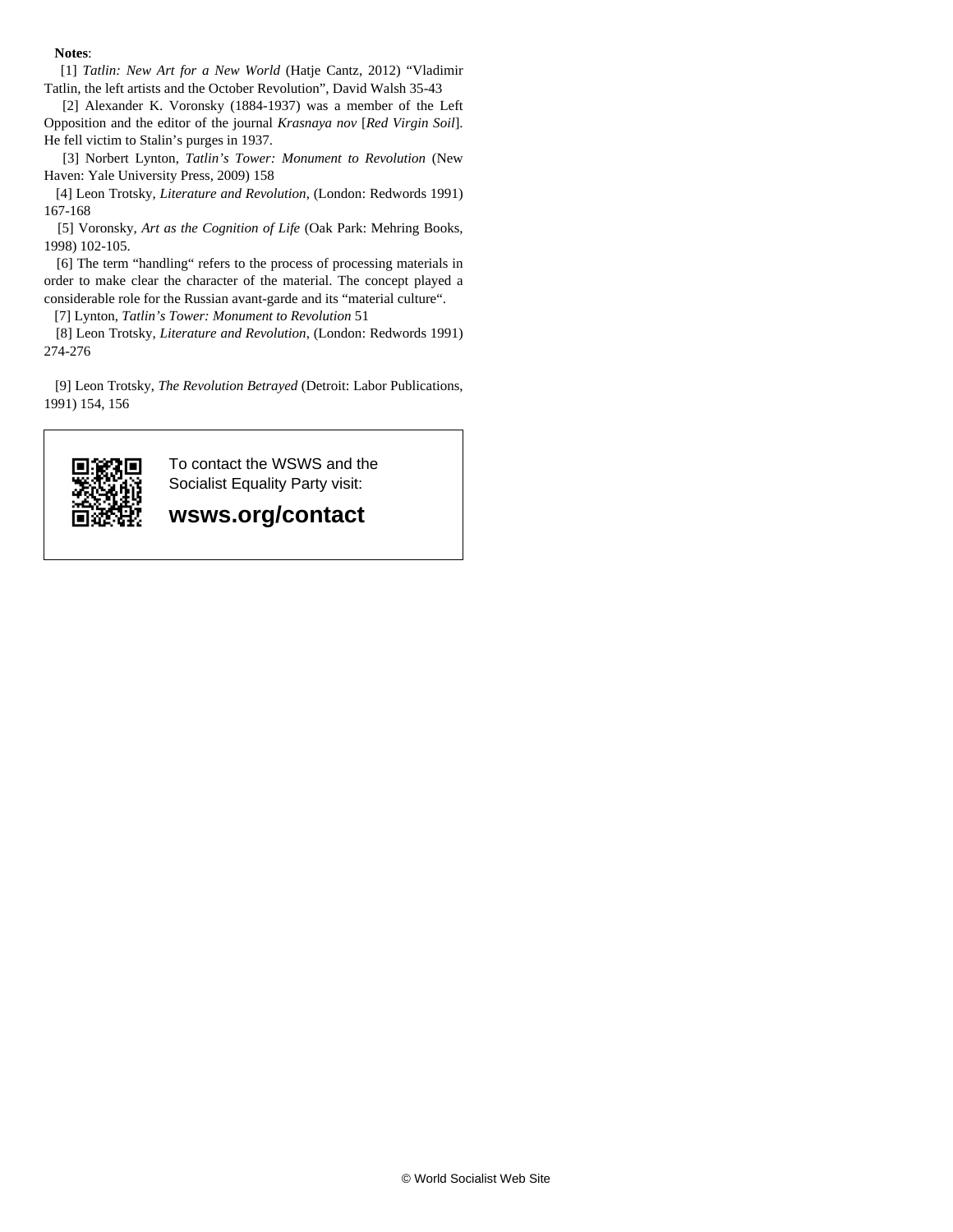**Notes**:

[1] *Tatlin: New Art for a New World* (Hatje Cantz, 2012) “Vladimir Tatlin, the left artists and the October Revolution”, David Walsh 35-43

[2] Alexander K. Voronsky (1884-1937) was a member of the Left Opposition and the editor of the journal *Krasnaya nov* [*Red Virgin Soil*]. He fell victim to Stalin’s purges in 1937.

[3] Norbert Lynton, *Tatlin’s Tower: Monument to Revolution* (New Haven: Yale University Press, 2009) 158

[4] Leon Trotsky, *Literature and Revolution*, (London: Redwords 1991) 167-168

[5] Voronsky, *Art as the Cognition of Life* (Oak Park: Mehring Books, 1998) 102-105.

[6] The term “handling“ refers to the process of processing materials in order to make clear the character of the material. The concept played a considerable role for the Russian avant-garde and its “material culture“.

[7] Lynton, *Tatlin’s Tower: Monument to Revolution* 51

[8] Leon Trotsky, *Literature and Revolution*, (London: Redwords 1991) 274-276

[9] Leon Trotsky, *The Revolution Betrayed* (Detroit: Labor Publications, 1991) 154, 156

To contact the WSWS and the Socialist Equality Party visit:

**wsws.org/contact**

© World Socialist Web Site